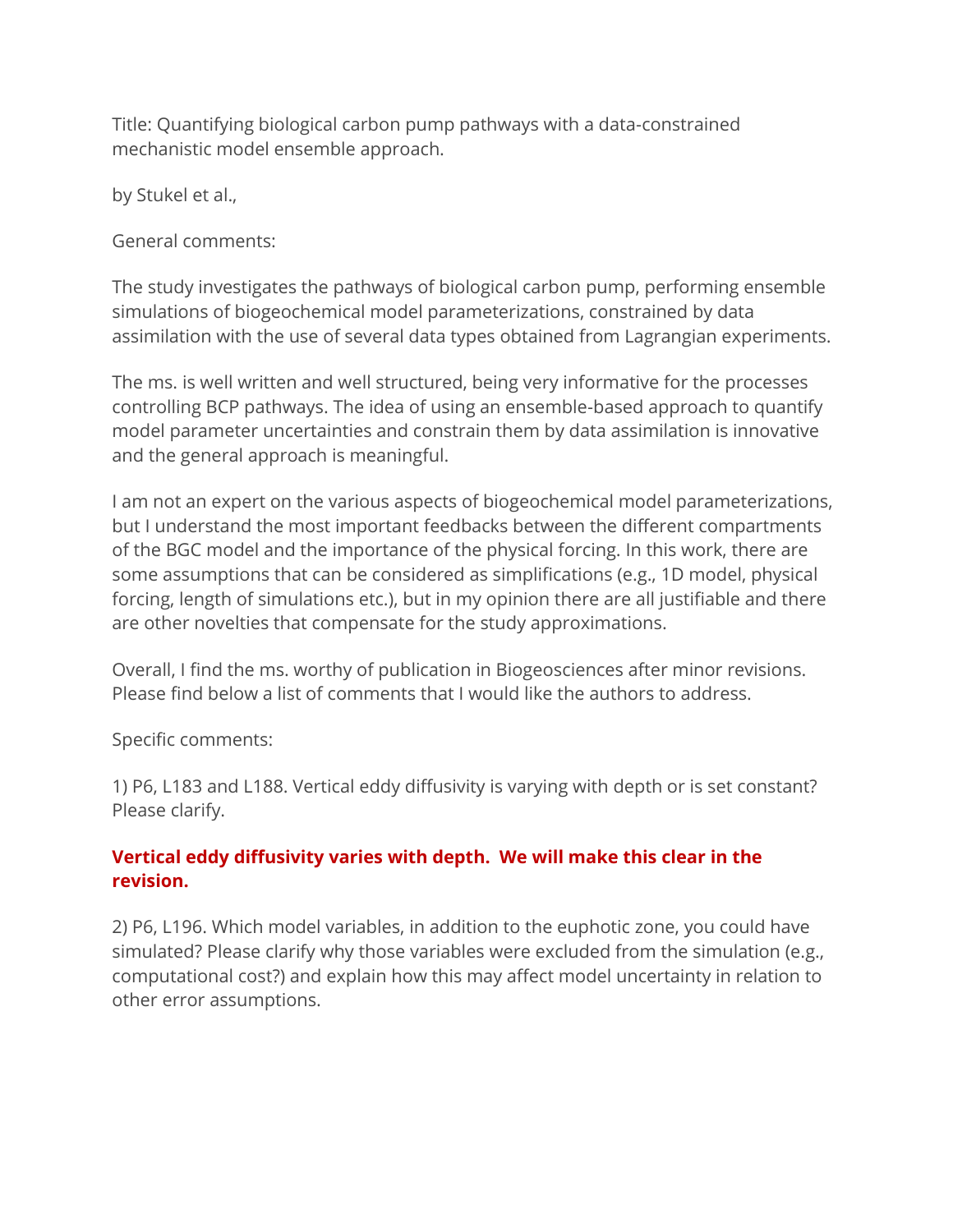Title: Quantifying biological carbon pump pathways with a data-constrained mechanistic model ensemble approach.

by Stukel et al.,

General comments:

The study investigates the pathways of biological carbon pump, performing ensemble simulations of biogeochemical model parameterizations, constrained by data assimilation with the use of several data types obtained from Lagrangian experiments.

The ms. is well written and well structured, being very informative for the processes controlling BCP pathways. The idea of using an ensemble-based approach to quantify model parameter uncertainties and constrain them by data assimilation is innovative and the general approach is meaningful.

I am not an expert on the various aspects of biogeochemical model parameterizations, but I understand the most important feedbacks between the different compartments of the BGC model and the importance of the physical forcing. In this work, there are some assumptions that can be considered as simplifications (e.g., 1D model, physical forcing, length of simulations etc.), but in my opinion there are all justifiable and there are other novelties that compensate for the study approximations.

Overall, I find the ms. worthy of publication in Biogeosciences after minor revisions. Please find below a list of comments that I would like the authors to address.

Specific comments:

1) P6, L183 and L188. Vertical eddy diffusivity is varying with depth or is set constant? Please clarify.

**Vertical eddy diffusivity varies with depth. We will make this clear in the revision.**

2) P6, L196. Which model variables, in addition to the euphotic zone, you could have simulated? Please clarify why those variables were excluded from the simulation (e.g., computational cost?) and explain how this may affect model uncertainty in relation to other error assumptions.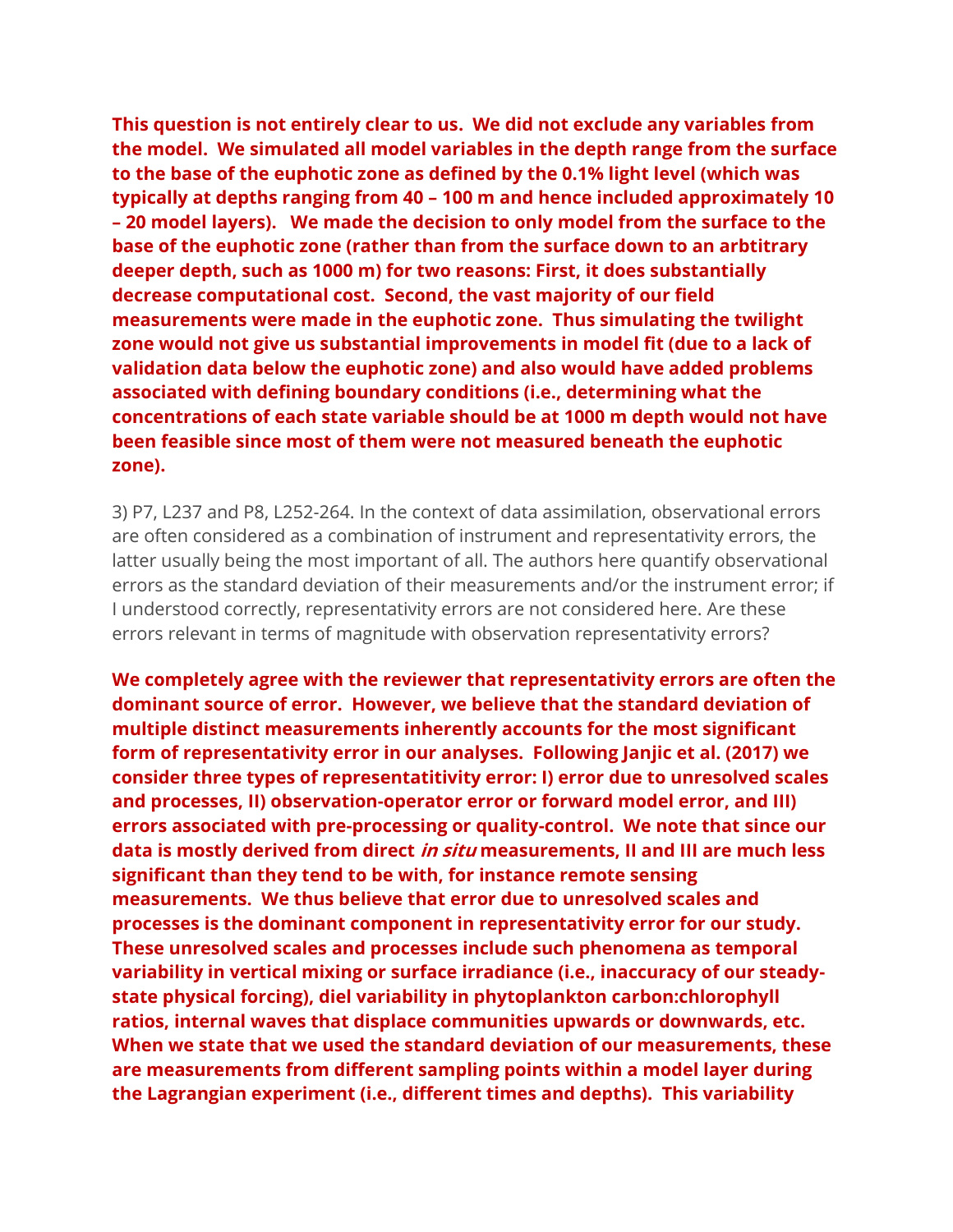**This question is not entirely clear to us. We did not exclude any variables from the model. We simulated all model variables in the depth range from the surface to the base of the euphotic zone as defined by the 0.1% light level (which was typically at depths ranging from 40 – 100 m and hence included approximately 10 – 20 model layers). We made the decision to only model from the surface to the base of the euphotic zone (rather than from the surface down to an arbtitrary deeper depth, such as 1000 m) for two reasons: First, it does substantially decrease computational cost. Second, the vast majority of our field measurements were made in the euphotic zone. Thus simulating the twilight zone would not give us substantial improvements in model fit (due to a lack of validation data below the euphotic zone) and also would have added problems associated with defining boundary conditions (i.e., determining what the concentrations of each state variable should be at 1000 m depth would not have been feasible since most of them were not measured beneath the euphotic zone).**

3) P7, L237 and P8, L252-264. In the context of data assimilation, observational errors are often considered as a combination of instrument and representativity errors, the latter usually being the most important of all. The authors here quantify observational errors as the standard deviation of their measurements and/or the instrument error; if I understood correctly, representativity errors are not considered here. Are these errors relevant in terms of magnitude with observation representativity errors?

**We completely agree with the reviewer that representativity errors are often the dominant source of error. However, we believe that the standard deviation of multiple distinct measurements inherently accounts for the most significant form of representativity error in our analyses. Following Janjic et al. (2017) we consider three types of representatitivity error: I) error due to unresolved scales and processes, II) observation-operator error or forward model error, and III) errors associated with pre-processing or quality-control. We note that since our data is mostly derived from direct *in situ* measurements, II and III are much less significant than they tend to be with, for instance remote sensing measurements. We thus believe that error due to unresolved scales and processes is the dominant component in representativity error for our study. These unresolved scales and processes include such phenomena as temporal variability in vertical mixing or surface irradiance (i.e., inaccuracy of our steady-state physical forcing), diel variability in phytoplankton carbon:chlorophyll ratios, internal waves that displace communities upwards or downwards, etc. When we state that we used the standard deviation of our measurements, these are measurements from different sampling points within a model layer during the Lagrangian experiment (i.e., different times and depths). This variability**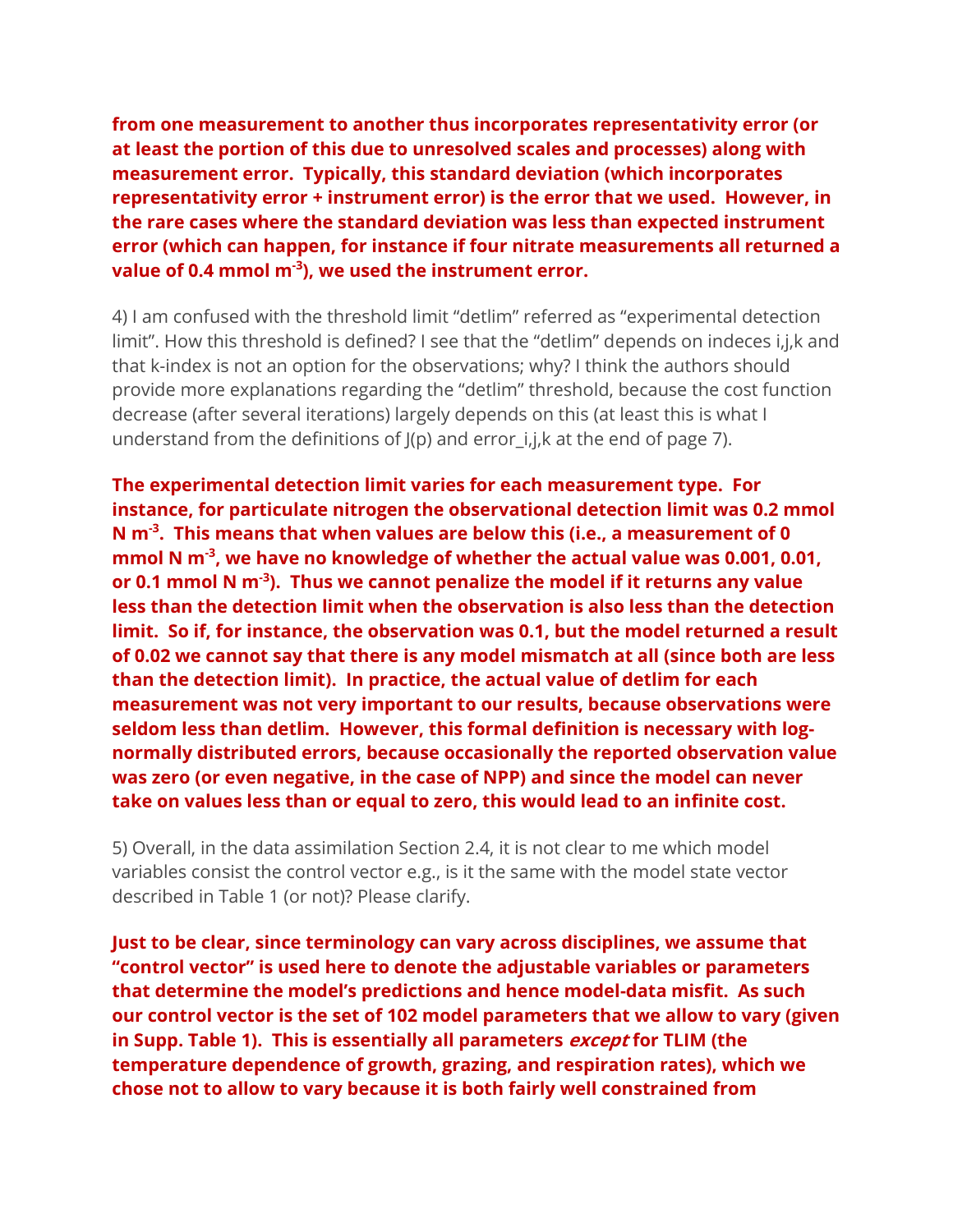**from one measurement to another thus incorporates representativity error (or at least the portion of this due to unresolved scales and processes) along with measurement error. Typically, this standard deviation (which incorporates representativity error + instrument error) is the error that we used. However, in the rare cases where the standard deviation was less than expected instrument error (which can happen, for instance if four nitrate measurements all returned a value of 0.4 mmol $m^{-3}$), we used the instrument error.**

4) I am confused with the threshold limit "detlim" referred as "experimental detection limit". How this threshold is defined? I see that the "detlim" depends on indeces i,j,k and that k-index is not an option for the observations; why? I think the authors should provide more explanations regarding the "detlim" threshold, because the cost function decrease (after several iterations) largely depends on this (at least this is what I understand from the definitions of J(p) and error_i,j,k at the end of page 7).

**The experimental detection limit varies for each measurement type. For instance, for particulate nitrogen the observational detection limit was 0.2 mmol N $m^{-3}$. This means that when values are below this (i.e., a measurement of 0 mmol N $m^{-3}$, we have no knowledge of whether the actual value was 0.001, 0.01, or 0.1 mmol N $m^{-3}$). Thus we cannot penalize the model if it returns any value less than the detection limit when the observation is also less than the detection limit. So if, for instance, the observation was 0.1, but the model returned a result of 0.02 we cannot say that there is any model mismatch at all (since both are less than the detection limit). In practice, the actual value of detlim for each measurement was not very important to our results, because observations were seldom less than detlim. However, this formal definition is necessary with log-normally distributed errors, because occasionally the reported observation value was zero (or even negative, in the case of NPP) and since the model can never take on values less than or equal to zero, this would lead to an infinite cost.**

5) Overall, in the data assimilation Section 2.4, it is not clear to me which model variables consist the control vector e.g., is it the same with the model state vector described in Table 1 (or not)? Please clarify.

**Just to be clear, since terminology can vary across disciplines, we assume that "control vector" is used here to denote the adjustable variables or parameters that determine the model's predictions and hence model-data misfit. As such our control vector is the set of 102 model parameters that we allow to vary (given in Supp. Table 1). This is essentially all parameters *except* for TLIM (the temperature dependence of growth, grazing, and respiration rates), which we chose not to allow to vary because it is both fairly well constrained from**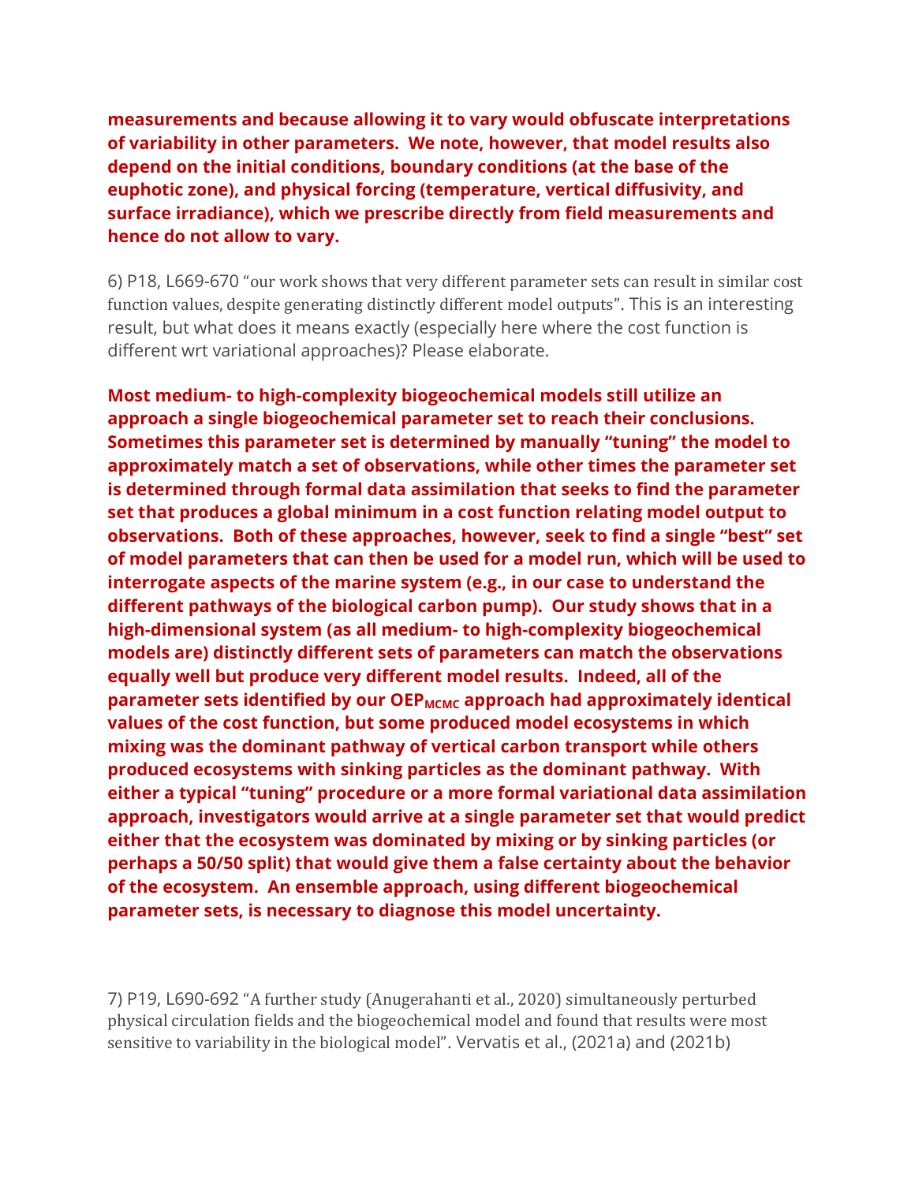**measurements and because allowing it to vary would obfuscate interpretations of variability in other parameters. We note, however, that model results also depend on the initial conditions, boundary conditions (at the base of the euphotic zone), and physical forcing (temperature, vertical diffusivity, and surface irradiance), which we prescribe directly from field measurements and hence do not allow to vary.**

6) P18, L669-670 "our work shows that very different parameter sets can result in similar cost function values, despite generating distinctly different model outputs". This is an interesting result, but what does it means exactly (especially here where the cost function is different wrt variational approaches)? Please elaborate.

**Most medium- to high-complexity biogeochemical models still utilize an approach a single biogeochemical parameter set to reach their conclusions. Sometimes this parameter set is determined by manually "tuning" the model to approximately match a set of observations, while other times the parameter set is determined through formal data assimilation that seeks to find the parameter set that produces a global minimum in a cost function relating model output to observations. Both of these approaches, however, seek to find a single "best" set of model parameters that can then be used for a model run, which will be used to interrogate aspects of the marine system (e.g., in our case to understand the different pathways of the biological carbon pump). Our study shows that in a high-dimensional system (as all medium- to high-complexity biogeochemical models are) distinctly different sets of parameters can match the observations equally well but produce very different model results. Indeed, all of the parameter sets identified by our $OEP_{MCMC}$ approach had approximately identical values of the cost function, but some produced model ecosystems in which mixing was the dominant pathway of vertical carbon transport while others produced ecosystems with sinking particles as the dominant pathway. With either a typical "tuning" procedure or a more formal variational data assimilation approach, investigators would arrive at a single parameter set that would predict either that the ecosystem was dominated by mixing or by sinking particles (or perhaps a 50/50 split) that would give them a false certainty about the behavior of the ecosystem. An ensemble approach, using different biogeochemical parameter sets, is necessary to diagnose this model uncertainty.**

7) P19, L690-692 "A further study (Anugerahanti et al., 2020) simultaneously perturbed physical circulation fields and the biogeochemical model and found that results were most sensitive to variability in the biological model". Vervatis et al., (2021a) and (2021b)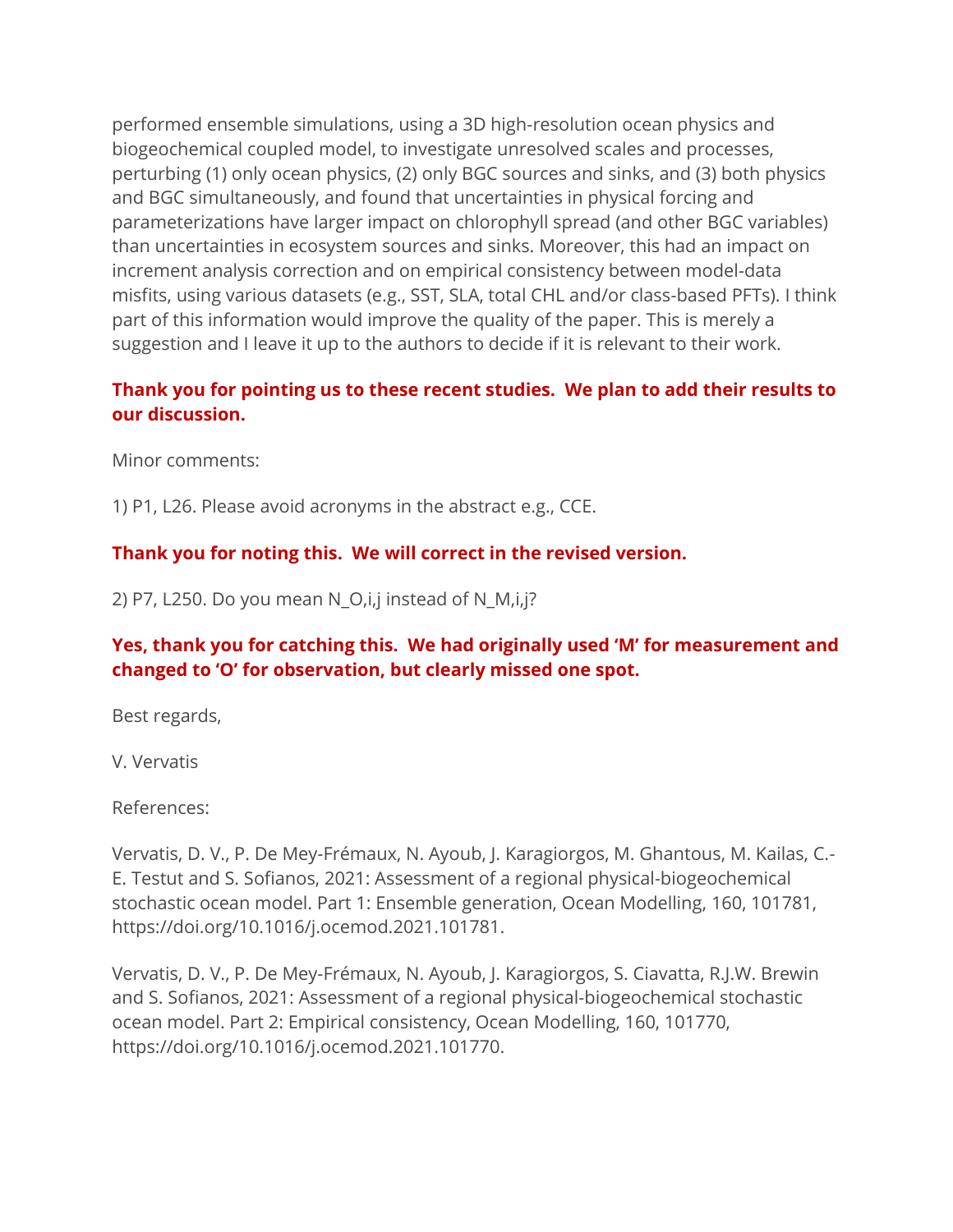performed ensemble simulations, using a 3D high-resolution ocean physics and biogeochemical coupled model, to investigate unresolved scales and processes, perturbing (1) only ocean physics, (2) only BGC sources and sinks, and (3) both physics and BGC simultaneously, and found that uncertainties in physical forcing and parameterizations have larger impact on chlorophyll spread (and other BGC variables) than uncertainties in ecosystem sources and sinks. Moreover, this had an impact on increment analysis correction and on empirical consistency between model-data misfits, using various datasets (e.g., SST, SLA, total CHL and/or class-based PFTs). I think part of this information would improve the quality of the paper. This is merely a suggestion and I leave it up to the authors to decide if it is relevant to their work.

**Thank you for pointing us to these recent studies. We plan to add their results to our discussion.**

Minor comments:

1) P1, L26. Please avoid acronyms in the abstract e.g., CCE.

**Thank you for noting this. We will correct in the revised version.**

2) P7, L250. Do you mean $N_{O,i,j}$ instead of $N_{M,i,j}$?

**Yes, thank you for catching this. We had originally used 'M' for measurement and changed to 'O' for observation, but clearly missed one spot.**

Best regards,

V. Vervatis

References:

Vervatis, D. V., P. De Mey-Frémaux, N. Ayoub, J. Karagiorgos, M. Ghantous, M. Kailas, C.-E. Testut and S. Sofianos, 2021: Assessment of a regional physical-biogeochemical stochastic ocean model. Part 1: Ensemble generation, Ocean Modelling, 160, 101781, https://doi.org/10.1016/j.ocemod.2021.101781.

Vervatis, D. V., P. De Mey-Frémaux, N. Ayoub, J. Karagiorgos, S. Ciavatta, R.J.W. Brewin and S. Sofianos, 2021: Assessment of a regional physical-biogeochemical stochastic ocean model. Part 2: Empirical consistency, Ocean Modelling, 160, 101770, https://doi.org/10.1016/j.ocemod.2021.101770.